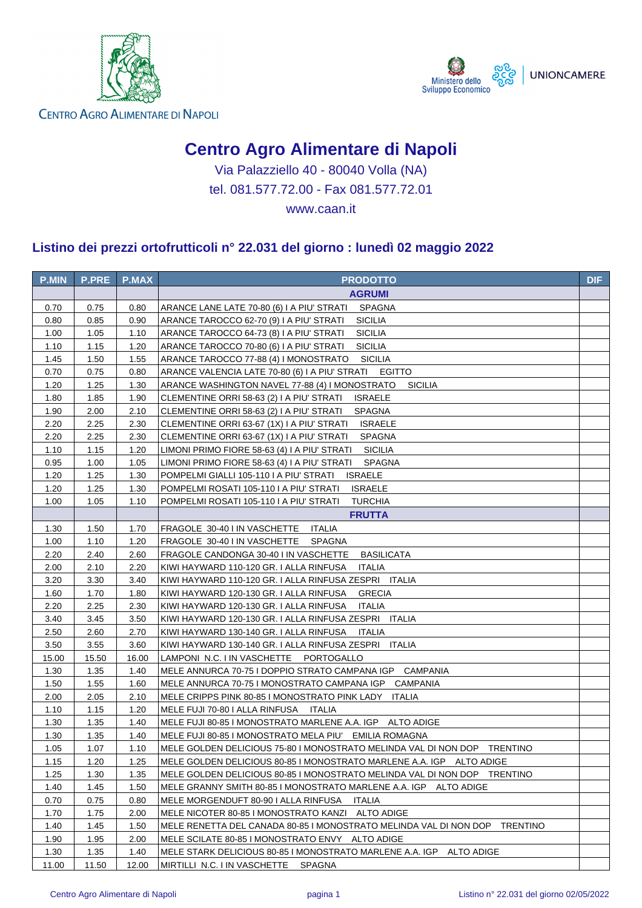CENTRO AGRO ALIMENTARE DI NAPOLI

Ministero dello Sviluppo Economico

UNIONCAMERE

# Centro Agro Alimentare di Napoli

Via Palazziello 40 - 80040 Volla (NA)

tel. 081.577.72.00 - Fax 081.577.72.01

www.caan.it

## Listino dei prezzi ortofrutticoli n° 22.031 del giorno : lunedì 02 maggio 2022

| P.MIN | P.PRE | P.MAX | PRODOTTO | DIF |
|---|---|---|---|---|
| | | | **AGRUMI** | |
| 0.70 | 0.75 | 0.80 | ARANCE LANE LATE 70-80 (6) I A PIU' STRATI SPAGNA | |
| 0.80 | 0.85 | 0.90 | ARANCE TAROCCO 62-70 (9) I A PIU' STRATI SICILIA | |
| 1.00 | 1.05 | 1.10 | ARANCE TAROCCO 64-73 (8) I A PIU' STRATI SICILIA | |
| 1.10 | 1.15 | 1.20 | ARANCE TAROCCO 70-80 (6) I A PIU' STRATI SICILIA | |
| 1.45 | 1.50 | 1.55 | ARANCE TAROCCO 77-88 (4) I MONOSTRATO SICILIA | |
| 0.70 | 0.75 | 0.80 | ARANCE VALENCIA LATE 70-80 (6) I A PIU' STRATI EGITTO | |
| 1.20 | 1.25 | 1.30 | ARANCE WASHINGTON NAVEL 77-88 (4) I MONOSTRATO SICILIA | |
| 1.80 | 1.85 | 1.90 | CLEMENTINE ORRI 58-63 (2) I A PIU' STRATI ISRAELE | |
| 1.90 | 2.00 | 2.10 | CLEMENTINE ORRI 58-63 (2) I A PIU' STRATI SPAGNA | |
| 2.20 | 2.25 | 2.30 | CLEMENTINE ORRI 63-67 (1X) I A PIU' STRATI ISRAELE | |
| 2.20 | 2.25 | 2.30 | CLEMENTINE ORRI 63-67 (1X) I A PIU' STRATI SPAGNA | |
| 1.10 | 1.15 | 1.20 | LIMONI PRIMO FIORE 58-63 (4) I A PIU' STRATI SICILIA | |
| 0.95 | 1.00 | 1.05 | LIMONI PRIMO FIORE 58-63 (4) I A PIU' STRATI SPAGNA | |
| 1.20 | 1.25 | 1.30 | POMPELMI GIALLI 105-110 I A PIU' STRATI ISRAELE | |
| 1.20 | 1.25 | 1.30 | POMPELMI ROSATI 105-110 I A PIU' STRATI ISRAELE | |
| 1.00 | 1.05 | 1.10 | POMPELMI ROSATI 105-110 I A PIU' STRATI TURCHIA | |
| | | | **FRUTTA** | |
| 1.30 | 1.50 | 1.70 | FRAGOLE 30-40 I IN VASCHETTE ITALIA | |
| 1.00 | 1.10 | 1.20 | FRAGOLE 30-40 I IN VASCHETTE SPAGNA | |
| 2.20 | 2.40 | 2.60 | FRAGOLE CANDONGA 30-40 I IN VASCHETTE BASILICATA | |
| 2.00 | 2.10 | 2.20 | KIWI HAYWARD 110-120 GR. I ALLA RINFUSA ITALIA | |
| 3.20 | 3.30 | 3.40 | KIWI HAYWARD 110-120 GR. I ALLA RINFUSA ZESPRI ITALIA | |
| 1.60 | 1.70 | 1.80 | KIWI HAYWARD 120-130 GR. I ALLA RINFUSA GRECIA | |
| 2.20 | 2.25 | 2.30 | KIWI HAYWARD 120-130 GR. I ALLA RINFUSA ITALIA | |
| 3.40 | 3.45 | 3.50 | KIWI HAYWARD 120-130 GR. I ALLA RINFUSA ZESPRI ITALIA | |
| 2.50 | 2.60 | 2.70 | KIWI HAYWARD 130-140 GR. I ALLA RINFUSA ITALIA | |
| 3.50 | 3.55 | 3.60 | KIWI HAYWARD 130-140 GR. I ALLA RINFUSA ZESPRI ITALIA | |
| 15.00 | 15.50 | 16.00 | LAMPONI N.C. I IN VASCHETTE PORTOGALLO | |
| 1.30 | 1.35 | 1.40 | MELE ANNURCA 70-75 I DOPPIO STRATO CAMPANA IGP CAMPANIA | |
| 1.50 | 1.55 | 1.60 | MELE ANNURCA 70-75 I MONOSTRATO CAMPANA IGP CAMPANIA | |
| 2.00 | 2.05 | 2.10 | MELE CRIPPS PINK 80-85 I MONOSTRATO PINK LADY ITALIA | |
| 1.10 | 1.15 | 1.20 | MELE FUJI 70-80 I ALLA RINFUSA ITALIA | |
| 1.30 | 1.35 | 1.40 | MELE FUJI 80-85 I MONOSTRATO MARLENE A.A. IGP ALTO ADIGE | |
| 1.30 | 1.35 | 1.40 | MELE FUJI 80-85 I MONOSTRATO MELA PIU' EMILIA ROMAGNA | |
| 1.05 | 1.07 | 1.10 | MELE GOLDEN DELICIOUS 75-80 I MONOSTRATO MELINDA VAL DI NON DOP TRENTINO | |
| 1.15 | 1.20 | 1.25 | MELE GOLDEN DELICIOUS 80-85 I MONOSTRATO MARLENE A.A. IGP ALTO ADIGE | |
| 1.25 | 1.30 | 1.35 | MELE GOLDEN DELICIOUS 80-85 I MONOSTRATO MELINDA VAL DI NON DOP TRENTINO | |
| 1.40 | 1.45 | 1.50 | MELE GRANNY SMITH 80-85 I MONOSTRATO MARLENE A.A. IGP ALTO ADIGE | |
| 0.70 | 0.75 | 0.80 | MELE MORGENDUFT 80-90 I ALLA RINFUSA ITALIA | |
| 1.70 | 1.75 | 2.00 | MELE NICOTER 80-85 I MONOSTRATO KANZI ALTO ADIGE | |
| 1.40 | 1.45 | 1.50 | MELE RENETTA DEL CANADA 80-85 I MONOSTRATO MELINDA VAL DI NON DOP TRENTINO | |
| 1.90 | 1.95 | 2.00 | MELE SCILATE 80-85 I MONOSTRATO ENVY ALTO ADIGE | |
| 1.30 | 1.35 | 1.40 | MELE STARK DELICIOUS 80-85 I MONOSTRATO MARLENE A.A. IGP ALTO ADIGE | |
| 11.00 | 11.50 | 12.00 | MIRTILLI N.C. I IN VASCHETTE SPAGNA | |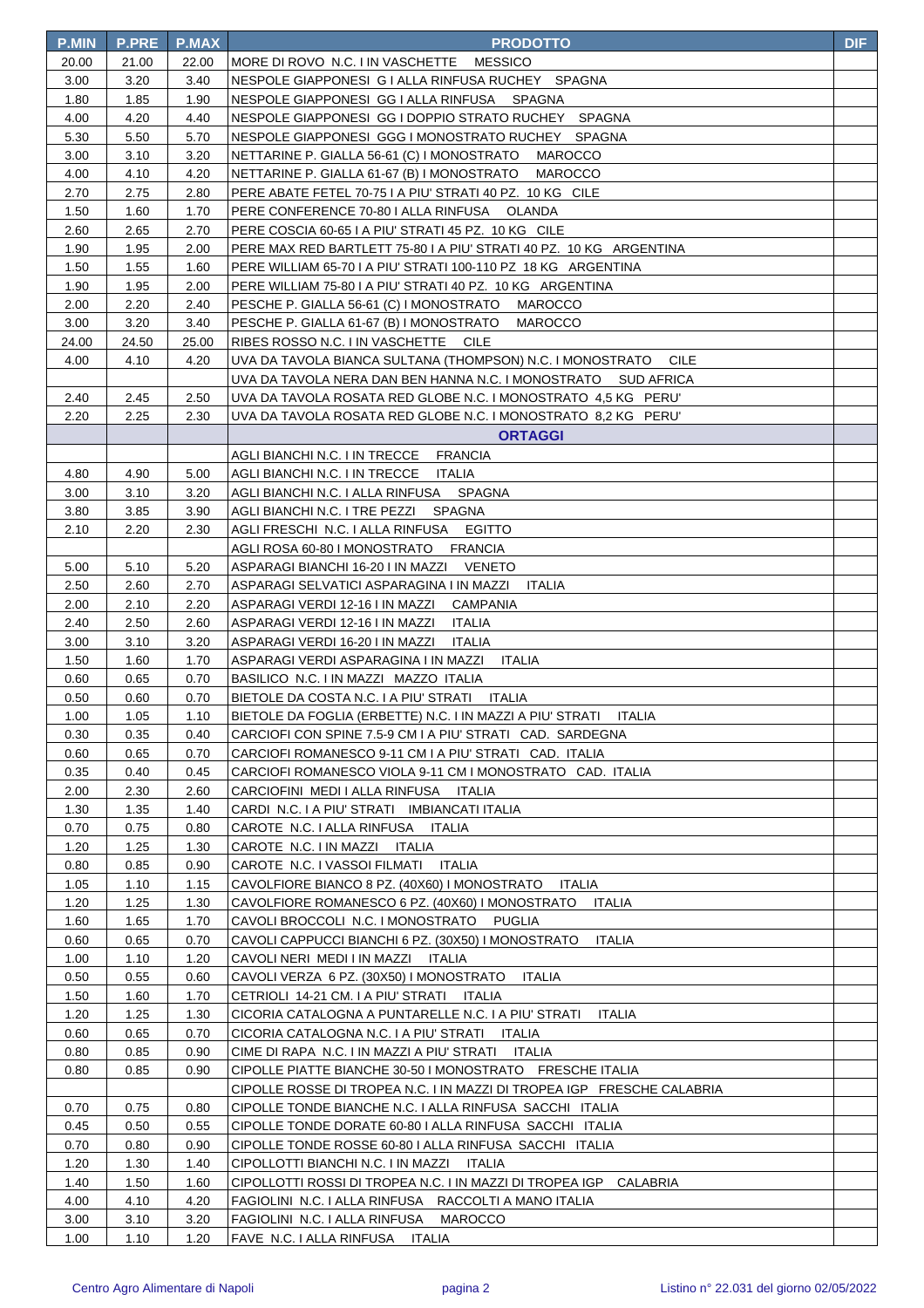| P.MIN | P.PRE | P.MAX | PRODOTTO | DIF |
|---|---|---|---|---|
| 20.00 | 21.00 | 22.00 | MORE DI ROVO N.C. I IN VASCHETTE MESSICO | |
| 3.00 | 3.20 | 3.40 | NESPOLE GIAPPONESI G I ALLA RINFUSA RUCHEY SPAGNA | |
| 1.80 | 1.85 | 1.90 | NESPOLE GIAPPONESI GG I ALLA RINFUSA SPAGNA | |
| 4.00 | 4.20 | 4.40 | NESPOLE GIAPPONESI GG I DOPPIO STRATO RUCHEY SPAGNA | |
| 5.30 | 5.50 | 5.70 | NESPOLE GIAPPONESI GGG I MONOSTRATO RUCHEY SPAGNA | |
| 3.00 | 3.10 | 3.20 | NETTARINE P. GIALLA 56-61 (C) I MONOSTRATO MAROCCO | |
| 4.00 | 4.10 | 4.20 | NETTARINE P. GIALLA 61-67 (B) I MONOSTRATO MAROCCO | |
| 2.70 | 2.75 | 2.80 | PERE ABATE FETEL 70-75 I A PIU' STRATI 40 PZ. 10 KG CILE | |
| 1.50 | 1.60 | 1.70 | PERE CONFERENCE 70-80 I ALLA RINFUSA OLANDA | |
| 2.60 | 2.65 | 2.70 | PERE COSCIA 60-65 I A PIU' STRATI 45 PZ. 10 KG CILE | |
| 1.90 | 1.95 | 2.00 | PERE MAX RED BARTLETT 75-80 I A PIU' STRATI 40 PZ. 10 KG ARGENTINA | |
| 1.50 | 1.55 | 1.60 | PERE WILLIAM 65-70 I A PIU' STRATI 100-110 PZ 18 KG ARGENTINA | |
| 1.90 | 1.95 | 2.00 | PERE WILLIAM 75-80 I A PIU' STRATI 40 PZ. 10 KG ARGENTINA | |
| 2.00 | 2.20 | 2.40 | PESCHE P. GIALLA 56-61 (C) I MONOSTRATO MAROCCO | |
| 3.00 | 3.20 | 3.40 | PESCHE P. GIALLA 61-67 (B) I MONOSTRATO MAROCCO | |
| 24.00 | 24.50 | 25.00 | RIBES ROSSO N.C. I IN VASCHETTE CILE | |
| 4.00 | 4.10 | 4.20 | UVA DA TAVOLA BIANCA SULTANA (THOMPSON) N.C. I MONOSTRATO CILE | |
| | | | UVA DA TAVOLA NERA DAN BEN HANNA N.C. I MONOSTRATO SUD AFRICA | |
| 2.40 | 2.45 | 2.50 | UVA DA TAVOLA ROSATA RED GLOBE N.C. I MONOSTRATO 4,5 KG PERU' | |
| 2.20 | 2.25 | 2.30 | UVA DA TAVOLA ROSATA RED GLOBE N.C. I MONOSTRATO 8,2 KG PERU' | |
| | | | **ORTAGGI** | |
| | | | AGLI BIANCHI N.C. I IN TRECCE FRANCIA | |
| 4.80 | 4.90 | 5.00 | AGLI BIANCHI N.C. I IN TRECCE ITALIA | |
| 3.00 | 3.10 | 3.20 | AGLI BIANCHI N.C. I ALLA RINFUSA SPAGNA | |
| 3.80 | 3.85 | 3.90 | AGLI BIANCHI N.C. I TRE PEZZI SPAGNA | |
| 2.10 | 2.20 | 2.30 | AGLI FRESCHI N.C. I ALLA RINFUSA EGITTO | |
| | | | AGLI ROSA 60-80 I MONOSTRATO FRANCIA | |
| 5.00 | 5.10 | 5.20 | ASPARAGI BIANCHI 16-20 I IN MAZZI VENETO | |
| 2.50 | 2.60 | 2.70 | ASPARAGI SELVATICI ASPARAGINA I IN MAZZI ITALIA | |
| 2.00 | 2.10 | 2.20 | ASPARAGI VERDI 12-16 I IN MAZZI CAMPANIA | |
| 2.40 | 2.50 | 2.60 | ASPARAGI VERDI 12-16 I IN MAZZI ITALIA | |
| 3.00 | 3.10 | 3.20 | ASPARAGI VERDI 16-20 I IN MAZZI ITALIA | |
| 1.50 | 1.60 | 1.70 | ASPARAGI VERDI ASPARAGINA I IN MAZZI ITALIA | |
| 0.60 | 0.65 | 0.70 | BASILICO N.C. I IN MAZZI MAZZO ITALIA | |
| 0.50 | 0.60 | 0.70 | BIETOLE DA COSTA N.C. I A PIU' STRATI ITALIA | |
| 1.00 | 1.05 | 1.10 | BIETOLE DA FOGLIA (ERBETTE) N.C. I IN MAZZI A PIU' STRATI ITALIA | |
| 0.30 | 0.35 | 0.40 | CARCIOFI CON SPINE 7.5-9 CM I A PIU' STRATI CAD. SARDEGNA | |
| 0.60 | 0.65 | 0.70 | CARCIOFI ROMANESCO 9-11 CM I A PIU' STRATI CAD. ITALIA | |
| 0.35 | 0.40 | 0.45 | CARCIOFI ROMANESCO VIOLA 9-11 CM I MONOSTRATO CAD. ITALIA | |
| 2.00 | 2.30 | 2.60 | CARCIOFINI MEDI I ALLA RINFUSA ITALIA | |
| 1.30 | 1.35 | 1.40 | CARDI N.C. I A PIU' STRATI IMBIANCATI ITALIA | |
| 0.70 | 0.75 | 0.80 | CAROTE N.C. I ALLA RINFUSA ITALIA | |
| 1.20 | 1.25 | 1.30 | CAROTE N.C. I IN MAZZI ITALIA | |
| 0.80 | 0.85 | 0.90 | CAROTE N.C. I VASSOI FILMATI ITALIA | |
| 1.05 | 1.10 | 1.15 | CAVOLFIORE BIANCO 8 PZ. (40X60) I MONOSTRATO ITALIA | |
| 1.20 | 1.25 | 1.30 | CAVOLFIORE ROMANESCO 6 PZ. (40X60) I MONOSTRATO ITALIA | |
| 1.60 | 1.65 | 1.70 | CAVOLI BROCCOLI N.C. I MONOSTRATO PUGLIA | |
| 0.60 | 0.65 | 0.70 | CAVOLI CAPPUCCI BIANCHI 6 PZ. (30X50) I MONOSTRATO ITALIA | |
| 1.00 | 1.10 | 1.20 | CAVOLI NERI MEDI I IN MAZZI ITALIA | |
| 0.50 | 0.55 | 0.60 | CAVOLI VERZA 6 PZ. (30X50) I MONOSTRATO ITALIA | |
| 1.50 | 1.60 | 1.70 | CETRIOLI 14-21 CM. I A PIU' STRATI ITALIA | |
| 1.20 | 1.25 | 1.30 | CICORIA CATALOGNA A PUNTARELLE N.C. I A PIU' STRATI ITALIA | |
| 0.60 | 0.65 | 0.70 | CICORIA CATALOGNA N.C. I A PIU' STRATI ITALIA | |
| 0.80 | 0.85 | 0.90 | CIME DI RAPA N.C. I IN MAZZI A PIU' STRATI ITALIA | |
| 0.80 | 0.85 | 0.90 | CIPOLLE PIATTE BIANCHE 30-50 I MONOSTRATO FRESCHE ITALIA | |
| | | | CIPOLLE ROSSE DI TROPEA N.C. I IN MAZZI DI TROPEA IGP FRESCHE CALABRIA | |
| 0.70 | 0.75 | 0.80 | CIPOLLE TONDE BIANCHE N.C. I ALLA RINFUSA SACCHI ITALIA | |
| 0.45 | 0.50 | 0.55 | CIPOLLE TONDE DORATE 60-80 I ALLA RINFUSA SACCHI ITALIA | |
| 0.70 | 0.80 | 0.90 | CIPOLLE TONDE ROSSE 60-80 I ALLA RINFUSA SACCHI ITALIA | |
| 1.20 | 1.30 | 1.40 | CIPOLLOTTI BIANCHI N.C. I IN MAZZI ITALIA | |
| 1.40 | 1.50 | 1.60 | CIPOLLOTTI ROSSI DI TROPEA N.C. I IN MAZZI DI TROPEA IGP CALABRIA | |
| 4.00 | 4.10 | 4.20 | FAGIOLINI N.C. I ALLA RINFUSA RACCOLTI A MANO ITALIA | |
| 3.00 | 3.10 | 3.20 | FAGIOLINI N.C. I ALLA RINFUSA MAROCCO | |
| 1.00 | 1.10 | 1.20 | FAVE N.C. I ALLA RINFUSA ITALIA | |

Centro Agro Alimentare di Napoli — Listino n° 22.031 del giorno 02/05/2022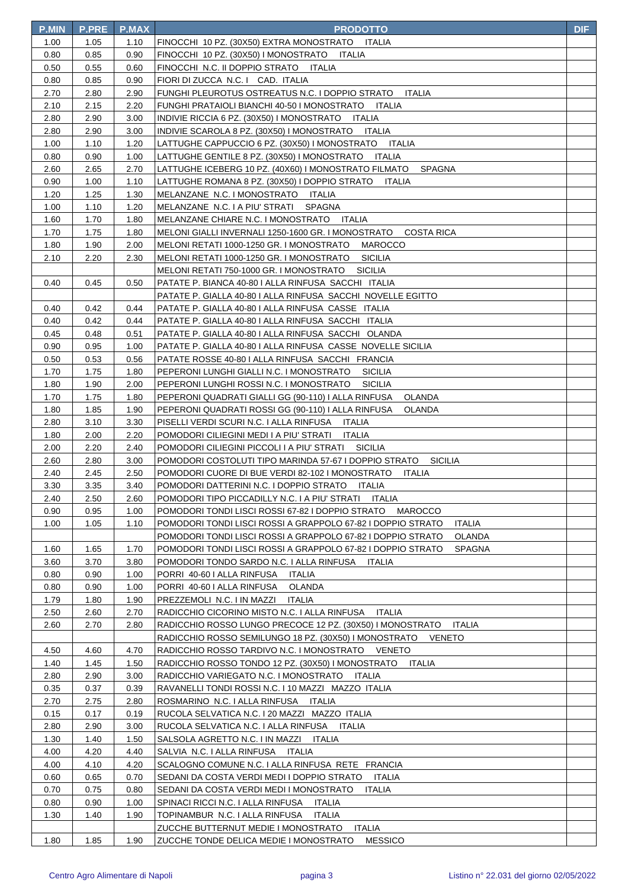| P.MIN | P.PRE | P.MAX | PRODOTTO | DIF |
|---|---|---|---|---|
| 1.00 | 1.05 | 1.10 | FINOCCHI 10 PZ. (30X50) EXTRA MONOSTRATO ITALIA | |
| 0.80 | 0.85 | 0.90 | FINOCCHI 10 PZ. (30X50) I MONOSTRATO ITALIA | |
| 0.50 | 0.55 | 0.60 | FINOCCHI N.C. II DOPPIO STRATO ITALIA | |
| 0.80 | 0.85 | 0.90 | FIORI DI ZUCCA N.C. I CAD. ITALIA | |
| 2.70 | 2.80 | 2.90 | FUNGHI PLEUROTUS OSTREATUS N.C. I DOPPIO STRATO ITALIA | |
| 2.10 | 2.15 | 2.20 | FUNGHI PRATAIOLI BIANCHI 40-50 I MONOSTRATO ITALIA | |
| 2.80 | 2.90 | 3.00 | INDIVIE RICCIA 6 PZ. (30X50) I MONOSTRATO ITALIA | |
| 2.80 | 2.90 | 3.00 | INDIVIE SCAROLA 8 PZ. (30X50) I MONOSTRATO ITALIA | |
| 1.00 | 1.10 | 1.20 | LATTUGHE CAPPUCCIO 6 PZ. (30X50) I MONOSTRATO ITALIA | |
| 0.80 | 0.90 | 1.00 | LATTUGHE GENTILE 8 PZ. (30X50) I MONOSTRATO ITALIA | |
| 2.60 | 2.65 | 2.70 | LATTUGHE ICEBERG 10 PZ. (40X60) I MONOSTRATO FILMATO SPAGNA | |
| 0.90 | 1.00 | 1.10 | LATTUGHE ROMANA 8 PZ. (30X50) I DOPPIO STRATO ITALIA | |
| 1.20 | 1.25 | 1.30 | MELANZANE N.C. I MONOSTRATO ITALIA | |
| 1.00 | 1.10 | 1.20 | MELANZANE N.C. I A PIU' STRATI SPAGNA | |
| 1.60 | 1.70 | 1.80 | MELANZANE CHIARE N.C. I MONOSTRATO ITALIA | |
| 1.70 | 1.75 | 1.80 | MELONI GIALLI INVERNALI 1250-1600 GR. I MONOSTRATO COSTA RICA | |
| 1.80 | 1.90 | 2.00 | MELONI RETATI 1000-1250 GR. I MONOSTRATO MAROCCO | |
| 2.10 | 2.20 | 2.30 | MELONI RETATI 1000-1250 GR. I MONOSTRATO SICILIA | |
| | | | MELONI RETATI 750-1000 GR. I MONOSTRATO SICILIA | |
| 0.40 | 0.45 | 0.50 | PATATE P. BIANCA 40-80 I ALLA RINFUSA SACCHI ITALIA | |
| | | | PATATE P. GIALLA 40-80 I ALLA RINFUSA SACCHI NOVELLE EGITTO | |
| 0.40 | 0.42 | 0.44 | PATATE P. GIALLA 40-80 I ALLA RINFUSA CASSE ITALIA | |
| 0.40 | 0.42 | 0.44 | PATATE P. GIALLA 40-80 I ALLA RINFUSA SACCHI ITALIA | |
| 0.45 | 0.48 | 0.51 | PATATE P. GIALLA 40-80 I ALLA RINFUSA SACCHI OLANDA | |
| 0.90 | 0.95 | 1.00 | PATATE P. GIALLA 40-80 I ALLA RINFUSA CASSE NOVELLE SICILIA | |
| 0.50 | 0.53 | 0.56 | PATATE ROSSE 40-80 I ALLA RINFUSA SACCHI FRANCIA | |
| 1.70 | 1.75 | 1.80 | PEPERONI LUNGHI GIALLI N.C. I MONOSTRATO SICILIA | |
| 1.80 | 1.90 | 2.00 | PEPERONI LUNGHI ROSSI N.C. I MONOSTRATO SICILIA | |
| 1.70 | 1.75 | 1.80 | PEPERONI QUADRATI GIALLI GG (90-110) I ALLA RINFUSA OLANDA | |
| 1.80 | 1.85 | 1.90 | PEPERONI QUADRATI ROSSI GG (90-110) I ALLA RINFUSA OLANDA | |
| 2.80 | 3.10 | 3.30 | PISELLI VERDI SCURI N.C. I ALLA RINFUSA ITALIA | |
| 1.80 | 2.00 | 2.20 | POMODORI CILIEGINI MEDI I A PIU' STRATI ITALIA | |
| 2.00 | 2.20 | 2.40 | POMODORI CILIEGINI PICCOLI I A PIU' STRATI SICILIA | |
| 2.60 | 2.80 | 3.00 | POMODORI COSTOLUTI TIPO MARINDA 57-67 I DOPPIO STRATO SICILIA | |
| 2.40 | 2.45 | 2.50 | POMODORI CUORE DI BUE VERDI 82-102 I MONOSTRATO ITALIA | |
| 3.30 | 3.35 | 3.40 | POMODORI DATTERINI N.C. I DOPPIO STRATO ITALIA | |
| 2.40 | 2.50 | 2.60 | POMODORI TIPO PICCADILLY N.C. I A PIU' STRATI ITALIA | |
| 0.90 | 0.95 | 1.00 | POMODORI TONDI LISCI ROSSI 67-82 I DOPPIO STRATO MAROCCO | |
| 1.00 | 1.05 | 1.10 | POMODORI TONDI LISCI ROSSI A GRAPPOLO 67-82 I DOPPIO STRATO ITALIA | |
| | | | POMODORI TONDI LISCI ROSSI A GRAPPOLO 67-82 I DOPPIO STRATO OLANDA | |
| 1.60 | 1.65 | 1.70 | POMODORI TONDI LISCI ROSSI A GRAPPOLO 67-82 I DOPPIO STRATO SPAGNA | |
| 3.60 | 3.70 | 3.80 | POMODORI TONDO SARDO N.C. I ALLA RINFUSA ITALIA | |
| 0.80 | 0.90 | 1.00 | PORRI 40-60 I ALLA RINFUSA ITALIA | |
| 0.80 | 0.90 | 1.00 | PORRI 40-60 I ALLA RINFUSA OLANDA | |
| 1.79 | 1.80 | 1.90 | PREZZEMOLI N.C. I IN MAZZI ITALIA | |
| 2.50 | 2.60 | 2.70 | RADICCHIO CICORINO MISTO N.C. I ALLA RINFUSA ITALIA | |
| 2.60 | 2.70 | 2.80 | RADICCHIO ROSSO LUNGO PRECOCE 12 PZ. (30X50) I MONOSTRATO ITALIA | |
| | | | RADICCHIO ROSSO SEMILUNGO 18 PZ. (30X50) I MONOSTRATO VENETO | |
| 4.50 | 4.60 | 4.70 | RADICCHIO ROSSO TARDIVO N.C. I MONOSTRATO VENETO | |
| 1.40 | 1.45 | 1.50 | RADICCHIO ROSSO TONDO 12 PZ. (30X50) I MONOSTRATO ITALIA | |
| 2.80 | 2.90 | 3.00 | RADICCHIO VARIEGATO N.C. I MONOSTRATO ITALIA | |
| 0.35 | 0.37 | 0.39 | RAVANELLI TONDI ROSSI N.C. I 10 MAZZI MAZZO ITALIA | |
| 2.70 | 2.75 | 2.80 | ROSMARINO N.C. I ALLA RINFUSA ITALIA | |
| 0.15 | 0.17 | 0.19 | RUCOLA SELVATICA N.C. I 20 MAZZI MAZZO ITALIA | |
| 2.80 | 2.90 | 3.00 | RUCOLA SELVATICA N.C. I ALLA RINFUSA ITALIA | |
| 1.30 | 1.40 | 1.50 | SALSOLA AGRETTO N.C. I IN MAZZI ITALIA | |
| 4.00 | 4.20 | 4.40 | SALVIA N.C. I ALLA RINFUSA ITALIA | |
| 4.00 | 4.10 | 4.20 | SCALOGNO COMUNE N.C. I ALLA RINFUSA RETE FRANCIA | |
| 0.60 | 0.65 | 0.70 | SEDANI DA COSTA VERDI MEDI I DOPPIO STRATO ITALIA | |
| 0.70 | 0.75 | 0.80 | SEDANI DA COSTA VERDI MEDI I MONOSTRATO ITALIA | |
| 0.80 | 0.90 | 1.00 | SPINACI RICCI N.C. I ALLA RINFUSA ITALIA | |
| 1.30 | 1.40 | 1.90 | TOPINAMBUR N.C. I ALLA RINFUSA ITALIA | |
| | | | ZUCCHE BUTTERNUT MEDIE I MONOSTRATO ITALIA | |
| 1.80 | 1.85 | 1.90 | ZUCCHE TONDE DELICA MEDIE I MONOSTRATO MESSICO | |

Centro Agro Alimentare di Napoli — Listino n° 22.031 del giorno 02/05/2022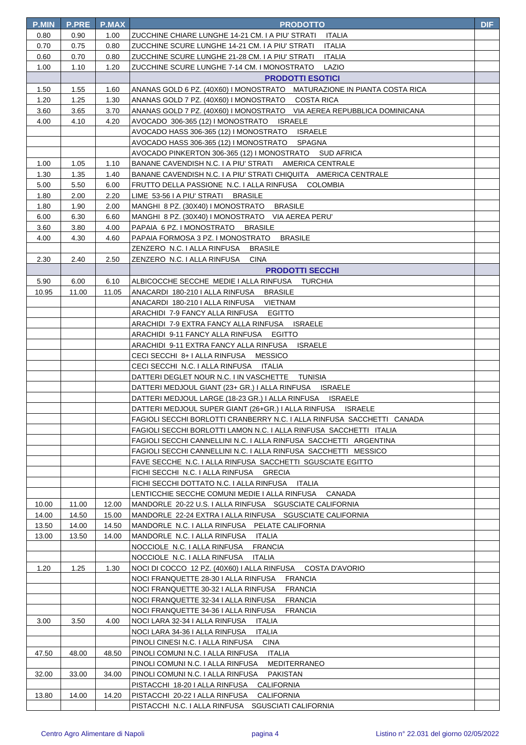| P.MIN | P.PRE | P.MAX | PRODOTTO | DIF |
|---|---|---|---|---|
| 0.80 | 0.90 | 1.00 | ZUCCHINE CHIARE LUNGHE 14-21 CM. I A PIU' STRATI ITALIA | |
| 0.70 | 0.75 | 0.80 | ZUCCHINE SCURE LUNGHE 14-21 CM. I A PIU' STRATI ITALIA | |
| 0.60 | 0.70 | 0.80 | ZUCCHINE SCURE LUNGHE 21-28 CM. I A PIU' STRATI ITALIA | |
| 1.00 | 1.10 | 1.20 | ZUCCHINE SCURE LUNGHE 7-14 CM. I MONOSTRATO LAZIO | |
| | | | **PRODOTTI ESOTICI** | |
| 1.50 | 1.55 | 1.60 | ANANAS GOLD 6 PZ. (40X60) I MONOSTRATO MATURAZIONE IN PIANTA COSTA RICA | |
| 1.20 | 1.25 | 1.30 | ANANAS GOLD 7 PZ. (40X60) I MONOSTRATO COSTA RICA | |
| 3.60 | 3.65 | 3.70 | ANANAS GOLD 7 PZ. (40X60) I MONOSTRATO VIA AEREA REPUBBLICA DOMINICANA | |
| 4.00 | 4.10 | 4.20 | AVOCADO 306-365 (12) I MONOSTRATO ISRAELE | |
| | | | AVOCADO HASS 306-365 (12) I MONOSTRATO ISRAELE | |
| | | | AVOCADO HASS 306-365 (12) I MONOSTRATO SPAGNA | |
| | | | AVOCADO PINKERTON 306-365 (12) I MONOSTRATO SUD AFRICA | |
| 1.00 | 1.05 | 1.10 | BANANE CAVENDISH N.C. I A PIU' STRATI AMERICA CENTRALE | |
| 1.30 | 1.35 | 1.40 | BANANE CAVENDISH N.C. I A PIU' STRATI CHIQUITA AMERICA CENTRALE | |
| 5.00 | 5.50 | 6.00 | FRUTTO DELLA PASSIONE N.C. I ALLA RINFUSA COLOMBIA | |
| 1.80 | 2.00 | 2.20 | LIME 53-56 I A PIU' STRATI BRASILE | |
| 1.80 | 1.90 | 2.00 | MANGHI 8 PZ. (30X40) I MONOSTRATO BRASILE | |
| 6.00 | 6.30 | 6.60 | MANGHI 8 PZ. (30X40) I MONOSTRATO VIA AEREA PERU' | |
| 3.60 | 3.80 | 4.00 | PAPAIA 6 PZ. I MONOSTRATO BRASILE | |
| 4.00 | 4.30 | 4.60 | PAPAIA FORMOSA 3 PZ. I MONOSTRATO BRASILE | |
| | | | ZENZERO N.C. I ALLA RINFUSA BRASILE | |
| 2.30 | 2.40 | 2.50 | ZENZERO N.C. I ALLA RINFUSA CINA | |
| | | | **PRODOTTI SECCHI** | |
| 5.90 | 6.00 | 6.10 | ALBICOCCHE SECCHE MEDIE I ALLA RINFUSA TURCHIA | |
| 10.95 | 11.00 | 11.05 | ANACARDI 180-210 I ALLA RINFUSA BRASILE | |
| | | | ANACARDI 180-210 I ALLA RINFUSA VIETNAM | |
| | | | ARACHIDI 7-9 FANCY ALLA RINFUSA EGITTO | |
| | | | ARACHIDI 7-9 EXTRA FANCY ALLA RINFUSA ISRAELE | |
| | | | ARACHIDI 9-11 FANCY ALLA RINFUSA EGITTO | |
| | | | ARACHIDI 9-11 EXTRA FANCY ALLA RINFUSA ISRAELE | |
| | | | CECI SECCHI 8+ I ALLA RINFUSA MESSICO | |
| | | | CECI SECCHI N.C. I ALLA RINFUSA ITALIA | |
| | | | DATTERI DEGLET NOUR N.C. I IN VASCHETTE TUNISIA | |
| | | | DATTERI MEDJOUL GIANT (23+ GR.) I ALLA RINFUSA ISRAELE | |
| | | | DATTERI MEDJOUL LARGE (18-23 GR.) I ALLA RINFUSA ISRAELE | |
| | | | DATTERI MEDJOUL SUPER GIANT (26+GR.) I ALLA RINFUSA ISRAELE | |
| | | | FAGIOLI SECCHI BORLOTTI CRANBERRY N.C. I ALLA RINFUSA SACCHETTI CANADA | |
| | | | FAGIOLI SECCHI BORLOTTI LAMON N.C. I ALLA RINFUSA SACCHETTI ITALIA | |
| | | | FAGIOLI SECCHI CANNELLINI N.C. I ALLA RINFUSA SACCHETTI ARGENTINA | |
| | | | FAGIOLI SECCHI CANNELLINI N.C. I ALLA RINFUSA SACCHETTI MESSICO | |
| | | | FAVE SECCHE N.C. I ALLA RINFUSA SACCHETTI SGUSCIATE EGITTO | |
| | | | FICHI SECCHI N.C. I ALLA RINFUSA GRECIA | |
| | | | FICHI SECCHI DOTTATO N.C. I ALLA RINFUSA ITALIA | |
| | | | LENTICCHIE SECCHE COMUNI MEDIE I ALLA RINFUSA CANADA | |
| 10.00 | 11.00 | 12.00 | MANDORLE 20-22 U.S. I ALLA RINFUSA SGUSCIATE CALIFORNIA | |
| 14.00 | 14.50 | 15.00 | MANDORLE 22-24 EXTRA I ALLA RINFUSA SGUSCIATE CALIFORNIA | |
| 13.50 | 14.00 | 14.50 | MANDORLE N.C. I ALLA RINFUSA PELATE CALIFORNIA | |
| 13.00 | 13.50 | 14.00 | MANDORLE N.C. I ALLA RINFUSA ITALIA | |
| | | | NOCCIOLE N.C. I ALLA RINFUSA FRANCIA | |
| | | | NOCCIOLE N.C. I ALLA RINFUSA ITALIA | |
| 1.20 | 1.25 | 1.30 | NOCI DI COCCO 12 PZ. (40X60) I ALLA RINFUSA COSTA D'AVORIO | |
| | | | NOCI FRANQUETTE 28-30 I ALLA RINFUSA FRANCIA | |
| | | | NOCI FRANQUETTE 30-32 I ALLA RINFUSA FRANCIA | |
| | | | NOCI FRANQUETTE 32-34 I ALLA RINFUSA FRANCIA | |
| | | | NOCI FRANQUETTE 34-36 I ALLA RINFUSA FRANCIA | |
| 3.00 | 3.50 | 4.00 | NOCI LARA 32-34 I ALLA RINFUSA ITALIA | |
| | | | NOCI LARA 34-36 I ALLA RINFUSA ITALIA | |
| | | | PINOLI CINESI N.C. I ALLA RINFUSA CINA | |
| 47.50 | 48.00 | 48.50 | PINOLI COMUNI N.C. I ALLA RINFUSA ITALIA | |
| | | | PINOLI COMUNI N.C. I ALLA RINFUSA MEDITERRANEO | |
| 32.00 | 33.00 | 34.00 | PINOLI COMUNI N.C. I ALLA RINFUSA PAKISTAN | |
| | | | PISTACCHI 18-20 I ALLA RINFUSA CALIFORNIA | |
| 13.80 | 14.00 | 14.20 | PISTACCHI 20-22 I ALLA RINFUSA CALIFORNIA | |
| | | | PISTACCHI N.C. I ALLA RINFUSA SGUSCIATI CALIFORNIA | |

Centro Agro Alimentare di Napoli — Listino n° 22.031 del giorno 02/05/2022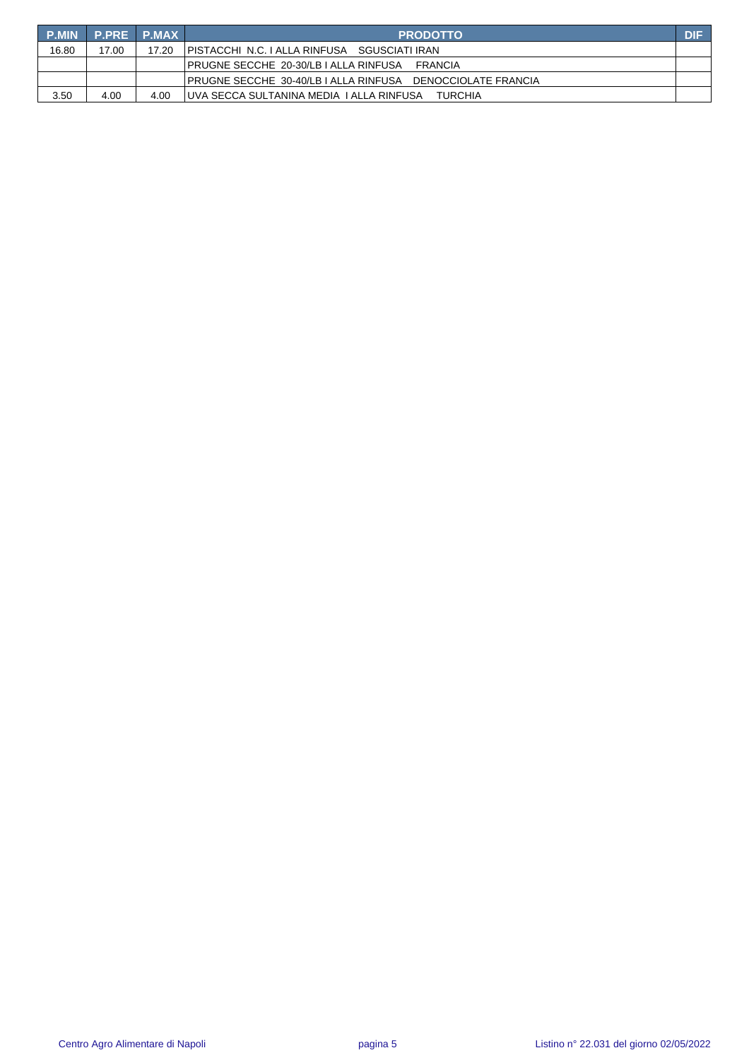| P.MIN | P.PRE | P.MAX | PRODOTTO | DIF |
|---|---|---|---|---|
| 16.80 | 17.00 | 17.20 | PISTACCHI N.C. I ALLA RINFUSA SGUSCIATI IRAN | |
| | | | PRUGNE SECCHE 20-30/LB I ALLA RINFUSA FRANCIA | |
| | | | PRUGNE SECCHE 30-40/LB I ALLA RINFUSA DENOCCIOLATE FRANCIA | |
| 3.50 | 4.00 | 4.00 | UVA SECCA SULTANINA MEDIA I ALLA RINFUSA TURCHIA | |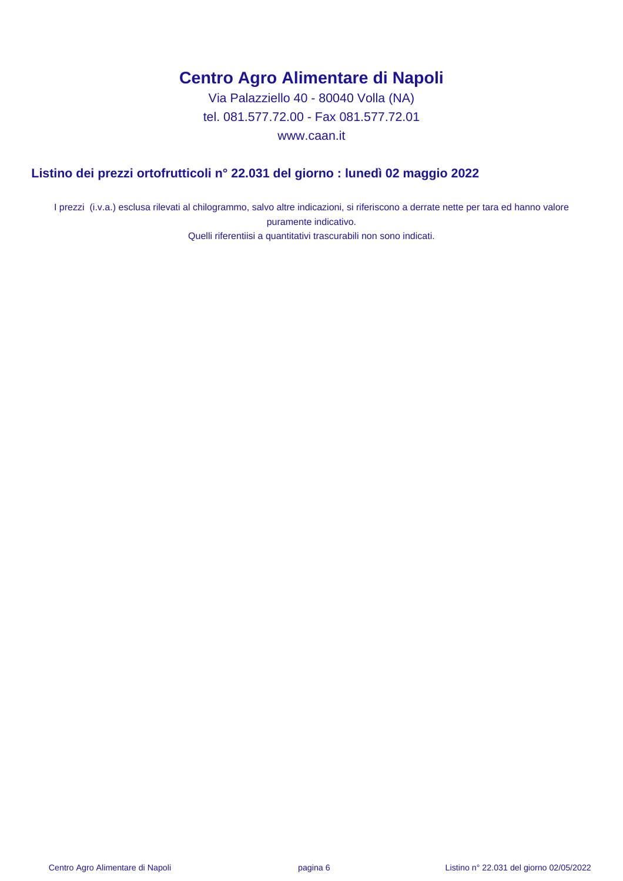# Centro Agro Alimentare di Napoli

Via Palazziello 40 - 80040 Volla (NA)

tel. 081.577.72.00 - Fax 081.577.72.01

www.caan.it

## Listino dei prezzi ortofrutticoli n° 22.031 del giorno : lunedì 02 maggio 2022

I prezzi (i.v.a.) esclusa rilevati al chilogrammo, salvo altre indicazioni, si riferiscono a derrate nette per tara ed hanno valore puramente indicativo.

Quelli riferentiisi a quantitativi trascurabili non sono indicati.